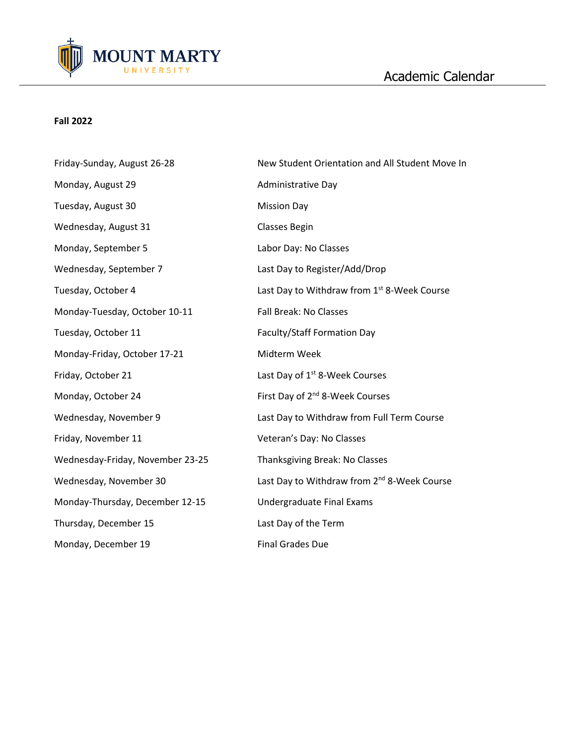# Mount Marty University

## Academic Calendar

**Fall 2022**

| | |
|---|---|
| Friday-Sunday, August 26-28 | New Student Orientation and All Student Move In |
| Monday, August 29 | Administrative Day |
| Tuesday, August 30 | Mission Day |
| Wednesday, August 31 | Classes Begin |
| Monday, September 5 | Labor Day: No Classes |
| Wednesday, September 7 | Last Day to Register/Add/Drop |
| Tuesday, October 4 | Last Day to Withdraw from 1st 8-Week Course |
| Monday-Tuesday, October 10-11 | Fall Break: No Classes |
| Tuesday, October 11 | Faculty/Staff Formation Day |
| Monday-Friday, October 17-21 | Midterm Week |
| Friday, October 21 | Last Day of 1st 8-Week Courses |
| Monday, October 24 | First Day of 2nd 8-Week Courses |
| Wednesday, November 9 | Last Day to Withdraw from Full Term Course |
| Friday, November 11 | Veteran's Day: No Classes |
| Wednesday-Friday, November 23-25 | Thanksgiving Break: No Classes |
| Wednesday, November 30 | Last Day to Withdraw from 2nd 8-Week Course |
| Monday-Thursday, December 12-15 | Undergraduate Final Exams |
| Thursday, December 15 | Last Day of the Term |
| Monday, December 19 | Final Grades Due |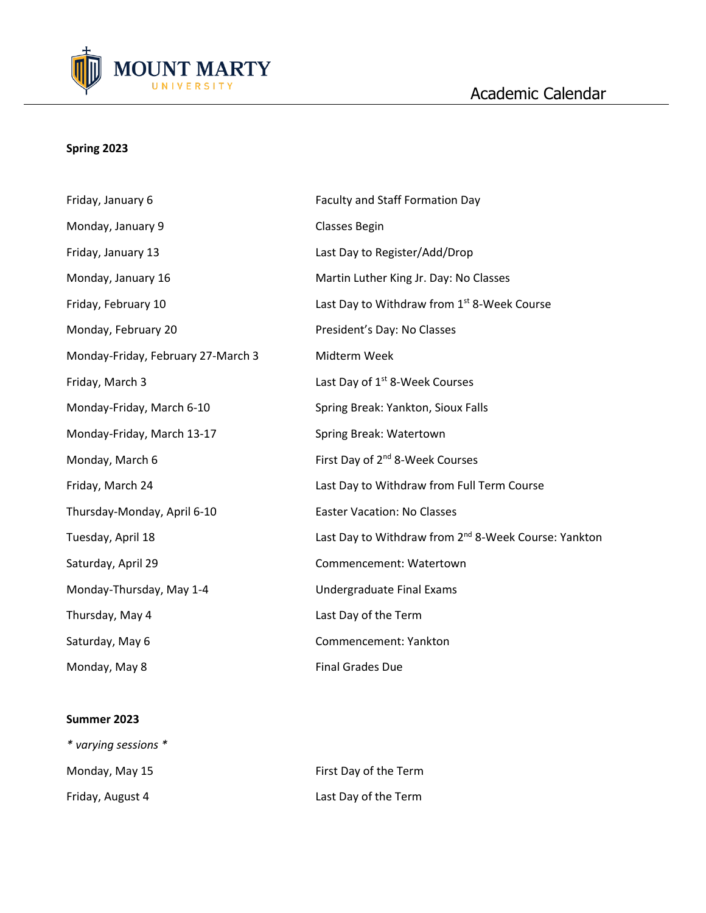MOUNT MARTY UNIVERSITY

Academic Calendar

**Spring 2023**

| | |
|---|---|
| Friday, January 6 | Faculty and Staff Formation Day |
| Monday, January 9 | Classes Begin |
| Friday, January 13 | Last Day to Register/Add/Drop |
| Monday, January 16 | Martin Luther King Jr. Day: No Classes |
| Friday, February 10 | Last Day to Withdraw from 1st 8-Week Course |
| Monday, February 20 | President's Day: No Classes |
| Monday-Friday, February 27-March 3 | Midterm Week |
| Friday, March 3 | Last Day of 1st 8-Week Courses |
| Monday-Friday, March 6-10 | Spring Break: Yankton, Sioux Falls |
| Monday-Friday, March 13-17 | Spring Break: Watertown |
| Monday, March 6 | First Day of 2nd 8-Week Courses |
| Friday, March 24 | Last Day to Withdraw from Full Term Course |
| Thursday-Monday, April 6-10 | Easter Vacation: No Classes |
| Tuesday, April 18 | Last Day to Withdraw from 2nd 8-Week Course: Yankton |
| Saturday, April 29 | Commencement: Watertown |
| Monday-Thursday, May 1-4 | Undergraduate Final Exams |
| Thursday, May 4 | Last Day of the Term |
| Saturday, May 6 | Commencement: Yankton |
| Monday, May 8 | Final Grades Due |

**Summer 2023**

*\* varying sessions \**

| | |
|---|---|
| Monday, May 15 | First Day of the Term |
| Friday, August 4 | Last Day of the Term |